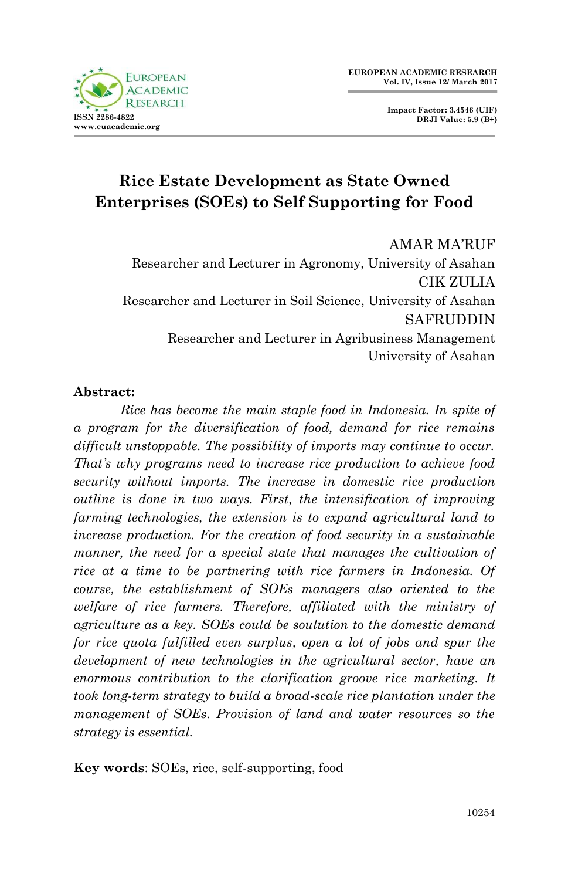# Rice Estate Development as State Owned Enterprises (SOEs) to Self Supporting for Food

AMAR MA'RUF
Researcher and Lecturer in Agronomy, University of Asahan

CIK ZULIA
Researcher and Lecturer in Soil Science, University of Asahan

SAFRUDDIN
Researcher and Lecturer in Agribusiness Management
University of Asahan

**Abstract:**

*Rice has become the main staple food in Indonesia. In spite of a program for the diversification of food, demand for rice remains difficult unstoppable. The possibility of imports may continue to occur. That's why programs need to increase rice production to achieve food security without imports. The increase in domestic rice production outline is done in two ways. First, the intensification of improving farming technologies, the extension is to expand agricultural land to increase production. For the creation of food security in a sustainable manner, the need for a special state that manages the cultivation of rice at a time to be partnering with rice farmers in Indonesia. Of course, the establishment of SOEs managers also oriented to the welfare of rice farmers. Therefore, affiliated with the ministry of agriculture as a key. SOEs could be soulution to the domestic demand for rice quota fulfilled even surplus, open a lot of jobs and spur the development of new technologies in the agricultural sector, have an enormous contribution to the clarification groove rice marketing. It took long-term strategy to build a broad-scale rice plantation under the management of SOEs. Provision of land and water resources so the strategy is essential.*

**Key words**: SOEs, rice, self-supporting, food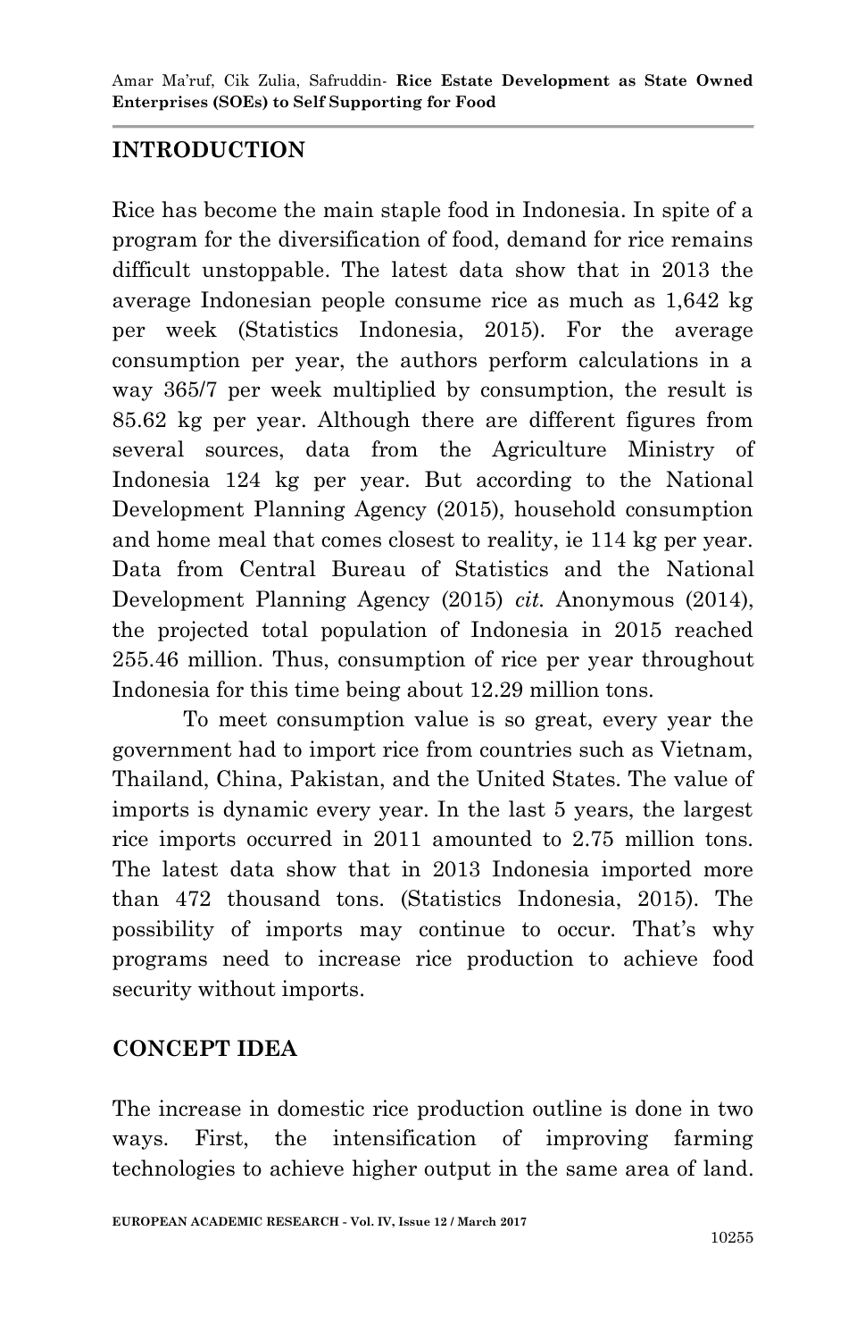## INTRODUCTION

Rice has become the main staple food in Indonesia. In spite of a program for the diversification of food, demand for rice remains difficult unstoppable. The latest data show that in 2013 the average Indonesian people consume rice as much as 1,642 kg per week (Statistics Indonesia, 2015). For the average consumption per year, the authors perform calculations in a way 365/7 per week multiplied by consumption, the result is 85.62 kg per year. Although there are different figures from several sources, data from the Agriculture Ministry of Indonesia 124 kg per year. But according to the National Development Planning Agency (2015), household consumption and home meal that comes closest to reality, ie 114 kg per year. Data from Central Bureau of Statistics and the National Development Planning Agency (2015) *cit.* Anonymous (2014), the projected total population of Indonesia in 2015 reached 255.46 million. Thus, consumption of rice per year throughout Indonesia for this time being about 12.29 million tons.

To meet consumption value is so great, every year the government had to import rice from countries such as Vietnam, Thailand, China, Pakistan, and the United States. The value of imports is dynamic every year. In the last 5 years, the largest rice imports occurred in 2011 amounted to 2.75 million tons. The latest data show that in 2013 Indonesia imported more than 472 thousand tons. (Statistics Indonesia, 2015). The possibility of imports may continue to occur. That's why programs need to increase rice production to achieve food security without imports.

## CONCEPT IDEA

The increase in domestic rice production outline is done in two ways. First, the intensification of improving farming technologies to achieve higher output in the same area of land.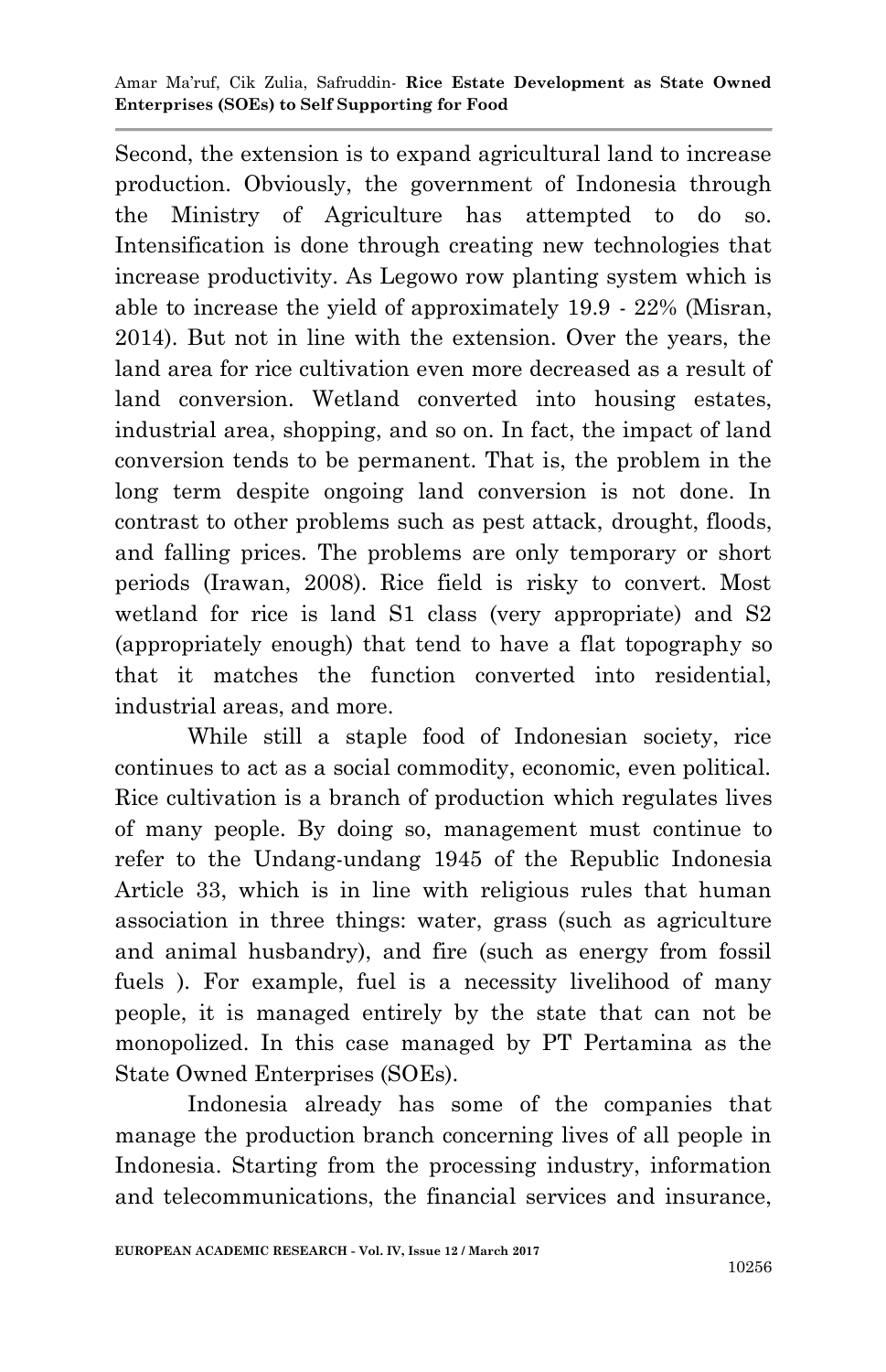Second, the extension is to expand agricultural land to increase production. Obviously, the government of Indonesia through the Ministry of Agriculture has attempted to do so. Intensification is done through creating new technologies that increase productivity. As Legowo row planting system which is able to increase the yield of approximately 19.9 - 22% (Misran, 2014). But not in line with the extension. Over the years, the land area for rice cultivation even more decreased as a result of land conversion. Wetland converted into housing estates, industrial area, shopping, and so on. In fact, the impact of land conversion tends to be permanent. That is, the problem in the long term despite ongoing land conversion is not done. In contrast to other problems such as pest attack, drought, floods, and falling prices. The problems are only temporary or short periods (Irawan, 2008). Rice field is risky to convert. Most wetland for rice is land S1 class (very appropriate) and S2 (appropriately enough) that tend to have a flat topography so that it matches the function converted into residential, industrial areas, and more.

While still a staple food of Indonesian society, rice continues to act as a social commodity, economic, even political. Rice cultivation is a branch of production which regulates lives of many people. By doing so, management must continue to refer to the Undang-undang 1945 of the Republic Indonesia Article 33, which is in line with religious rules that human association in three things: water, grass (such as agriculture and animal husbandry), and fire (such as energy from fossil fuels ). For example, fuel is a necessity livelihood of many people, it is managed entirely by the state that can not be monopolized. In this case managed by PT Pertamina as the State Owned Enterprises (SOEs).

Indonesia already has some of the companies that manage the production branch concerning lives of all people in Indonesia. Starting from the processing industry, information and telecommunications, the financial services and insurance,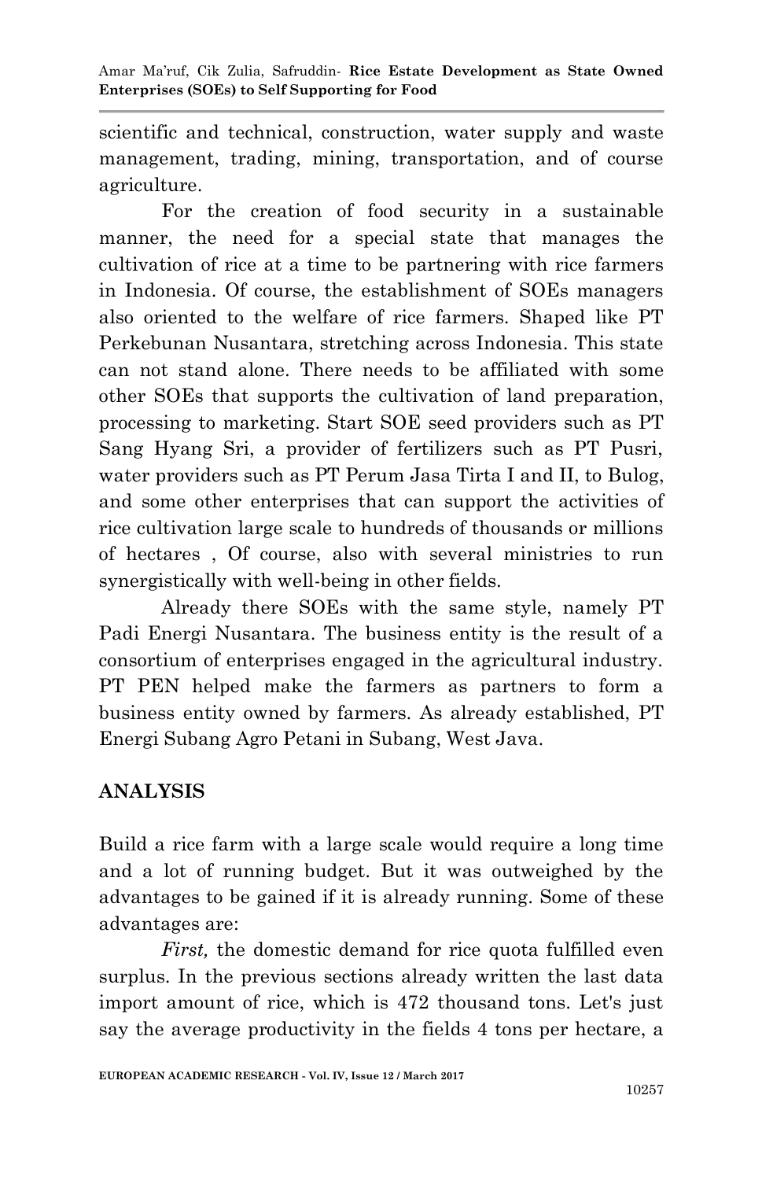scientific and technical, construction, water supply and waste management, trading, mining, transportation, and of course agriculture.

For the creation of food security in a sustainable manner, the need for a special state that manages the cultivation of rice at a time to be partnering with rice farmers in Indonesia. Of course, the establishment of SOEs managers also oriented to the welfare of rice farmers. Shaped like PT Perkebunan Nusantara, stretching across Indonesia. This state can not stand alone. There needs to be affiliated with some other SOEs that supports the cultivation of land preparation, processing to marketing. Start SOE seed providers such as PT Sang Hyang Sri, a provider of fertilizers such as PT Pusri, water providers such as PT Perum Jasa Tirta I and II, to Bulog, and some other enterprises that can support the activities of rice cultivation large scale to hundreds of thousands or millions of hectares , Of course, also with several ministries to run synergistically with well-being in other fields.

Already there SOEs with the same style, namely PT Padi Energi Nusantara. The business entity is the result of a consortium of enterprises engaged in the agricultural industry. PT PEN helped make the farmers as partners to form a business entity owned by farmers. As already established, PT Energi Subang Agro Petani in Subang, West Java.

## ANALYSIS

Build a rice farm with a large scale would require a long time and a lot of running budget. But it was outweighed by the advantages to be gained if it is already running. Some of these advantages are:

*First,* the domestic demand for rice quota fulfilled even surplus. In the previous sections already written the last data import amount of rice, which is 472 thousand tons. Let's just say the average productivity in the fields 4 tons per hectare, a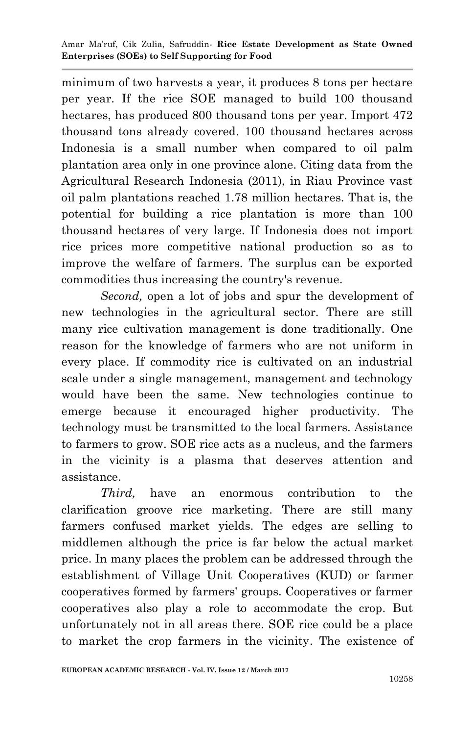minimum of two harvests a year, it produces 8 tons per hectare per year. If the rice SOE managed to build 100 thousand hectares, has produced 800 thousand tons per year. Import 472 thousand tons already covered. 100 thousand hectares across Indonesia is a small number when compared to oil palm plantation area only in one province alone. Citing data from the Agricultural Research Indonesia (2011), in Riau Province vast oil palm plantations reached 1.78 million hectares. That is, the potential for building a rice plantation is more than 100 thousand hectares of very large. If Indonesia does not import rice prices more competitive national production so as to improve the welfare of farmers. The surplus can be exported commodities thus increasing the country's revenue.

*Second,* open a lot of jobs and spur the development of new technologies in the agricultural sector. There are still many rice cultivation management is done traditionally. One reason for the knowledge of farmers who are not uniform in every place. If commodity rice is cultivated on an industrial scale under a single management, management and technology would have been the same. New technologies continue to emerge because it encouraged higher productivity. The technology must be transmitted to the local farmers. Assistance to farmers to grow. SOE rice acts as a nucleus, and the farmers in the vicinity is a plasma that deserves attention and assistance.

*Third,* have an enormous contribution to the clarification groove rice marketing. There are still many farmers confused market yields. The edges are selling to middlemen although the price is far below the actual market price. In many places the problem can be addressed through the establishment of Village Unit Cooperatives (KUD) or farmer cooperatives formed by farmers' groups. Cooperatives or farmer cooperatives also play a role to accommodate the crop. But unfortunately not in all areas there. SOE rice could be a place to market the crop farmers in the vicinity. The existence of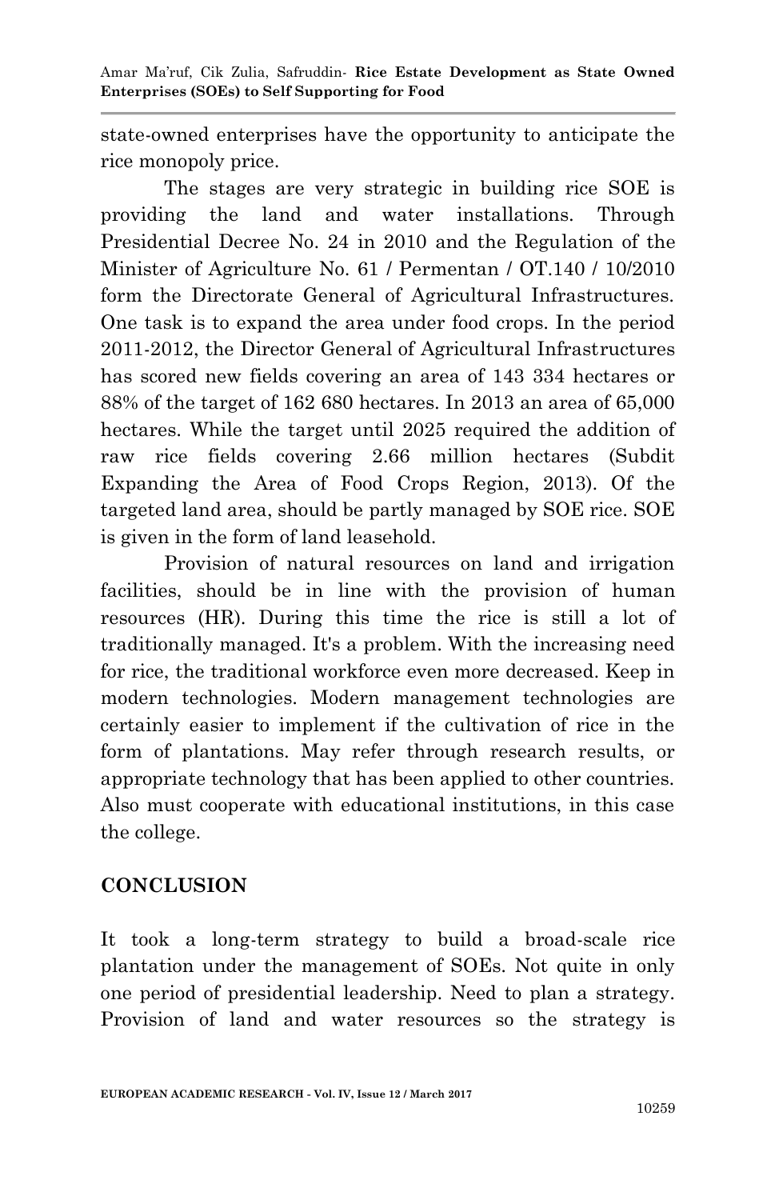state-owned enterprises have the opportunity to anticipate the rice monopoly price.

The stages are very strategic in building rice SOE is providing the land and water installations. Through Presidential Decree No. 24 in 2010 and the Regulation of the Minister of Agriculture No. 61 / Permentan / OT.140 / 10/2010 form the Directorate General of Agricultural Infrastructures. One task is to expand the area under food crops. In the period 2011-2012, the Director General of Agricultural Infrastructures has scored new fields covering an area of 143 334 hectares or 88% of the target of 162 680 hectares. In 2013 an area of 65,000 hectares. While the target until 2025 required the addition of raw rice fields covering 2.66 million hectares (Subdit Expanding the Area of Food Crops Region, 2013). Of the targeted land area, should be partly managed by SOE rice. SOE is given in the form of land leasehold.

Provision of natural resources on land and irrigation facilities, should be in line with the provision of human resources (HR). During this time the rice is still a lot of traditionally managed. It's a problem. With the increasing need for rice, the traditional workforce even more decreased. Keep in modern technologies. Modern management technologies are certainly easier to implement if the cultivation of rice in the form of plantations. May refer through research results, or appropriate technology that has been applied to other countries. Also must cooperate with educational institutions, in this case the college.

## CONCLUSION

It took a long-term strategy to build a broad-scale rice plantation under the management of SOEs. Not quite in only one period of presidential leadership. Need to plan a strategy. Provision of land and water resources so the strategy is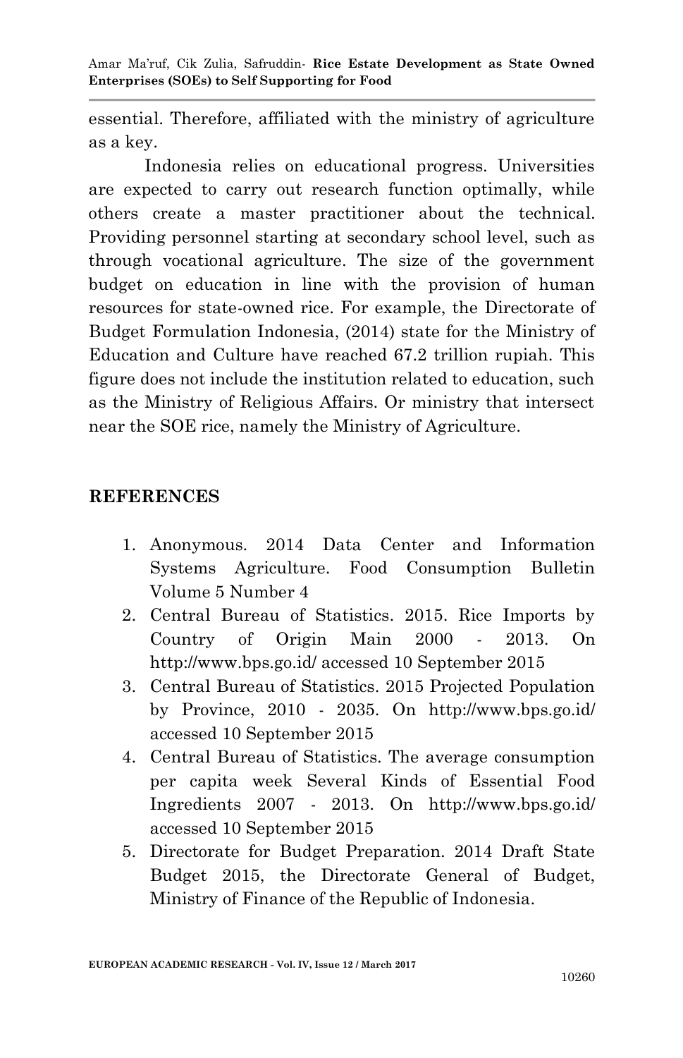essential. Therefore, affiliated with the ministry of agriculture as a key.

Indonesia relies on educational progress. Universities are expected to carry out research function optimally, while others create a master practitioner about the technical. Providing personnel starting at secondary school level, such as through vocational agriculture. The size of the government budget on education in line with the provision of human resources for state-owned rice. For example, the Directorate of Budget Formulation Indonesia, (2014) state for the Ministry of Education and Culture have reached 67.2 trillion rupiah. This figure does not include the institution related to education, such as the Ministry of Religious Affairs. Or ministry that intersect near the SOE rice, namely the Ministry of Agriculture.

## REFERENCES

1. Anonymous. 2014 Data Center and Information Systems Agriculture. Food Consumption Bulletin Volume 5 Number 4
2. Central Bureau of Statistics. 2015. Rice Imports by Country of Origin Main 2000 - 2013. On http://www.bps.go.id/ accessed 10 September 2015
3. Central Bureau of Statistics. 2015 Projected Population by Province, 2010 - 2035. On http://www.bps.go.id/ accessed 10 September 2015
4. Central Bureau of Statistics. The average consumption per capita week Several Kinds of Essential Food Ingredients 2007 - 2013. On http://www.bps.go.id/ accessed 10 September 2015
5. Directorate for Budget Preparation. 2014 Draft State Budget 2015, the Directorate General of Budget, Ministry of Finance of the Republic of Indonesia.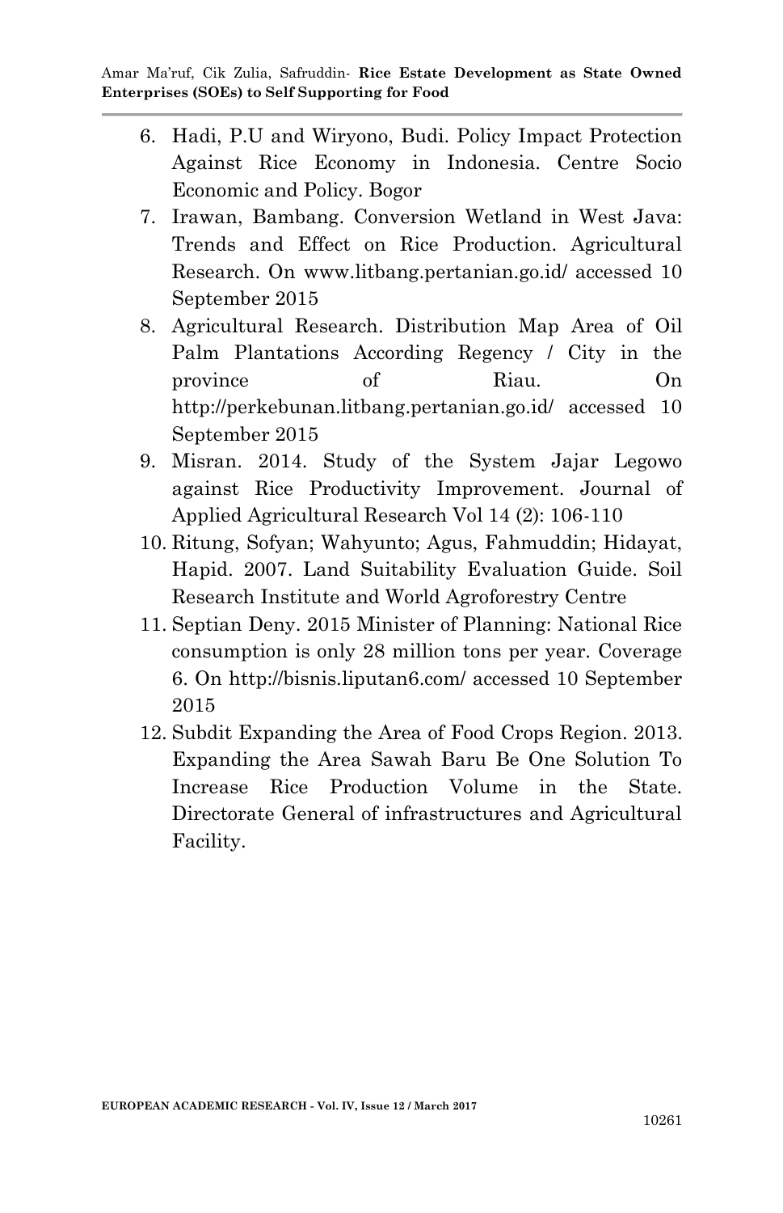6. Hadi, P.U and Wiryono, Budi. Policy Impact Protection Against Rice Economy in Indonesia. Centre Socio Economic and Policy. Bogor
7. Irawan, Bambang. Conversion Wetland in West Java: Trends and Effect on Rice Production. Agricultural Research. On www.litbang.pertanian.go.id/ accessed 10 September 2015
8. Agricultural Research. Distribution Map Area of Oil Palm Plantations According Regency / City in the province of Riau. On http://perkebunan.litbang.pertanian.go.id/ accessed 10 September 2015
9. Misran. 2014. Study of the System Jajar Legowo against Rice Productivity Improvement. Journal of Applied Agricultural Research Vol 14 (2): 106-110
10. Ritung, Sofyan; Wahyunto; Agus, Fahmuddin; Hidayat, Hapid. 2007. Land Suitability Evaluation Guide. Soil Research Institute and World Agroforestry Centre
11. Septian Deny. 2015 Minister of Planning: National Rice consumption is only 28 million tons per year. Coverage 6. On http://bisnis.liputan6.com/ accessed 10 September 2015
12. Subdit Expanding the Area of Food Crops Region. 2013. Expanding the Area Sawah Baru Be One Solution To Increase Rice Production Volume in the State. Directorate General of infrastructures and Agricultural Facility.